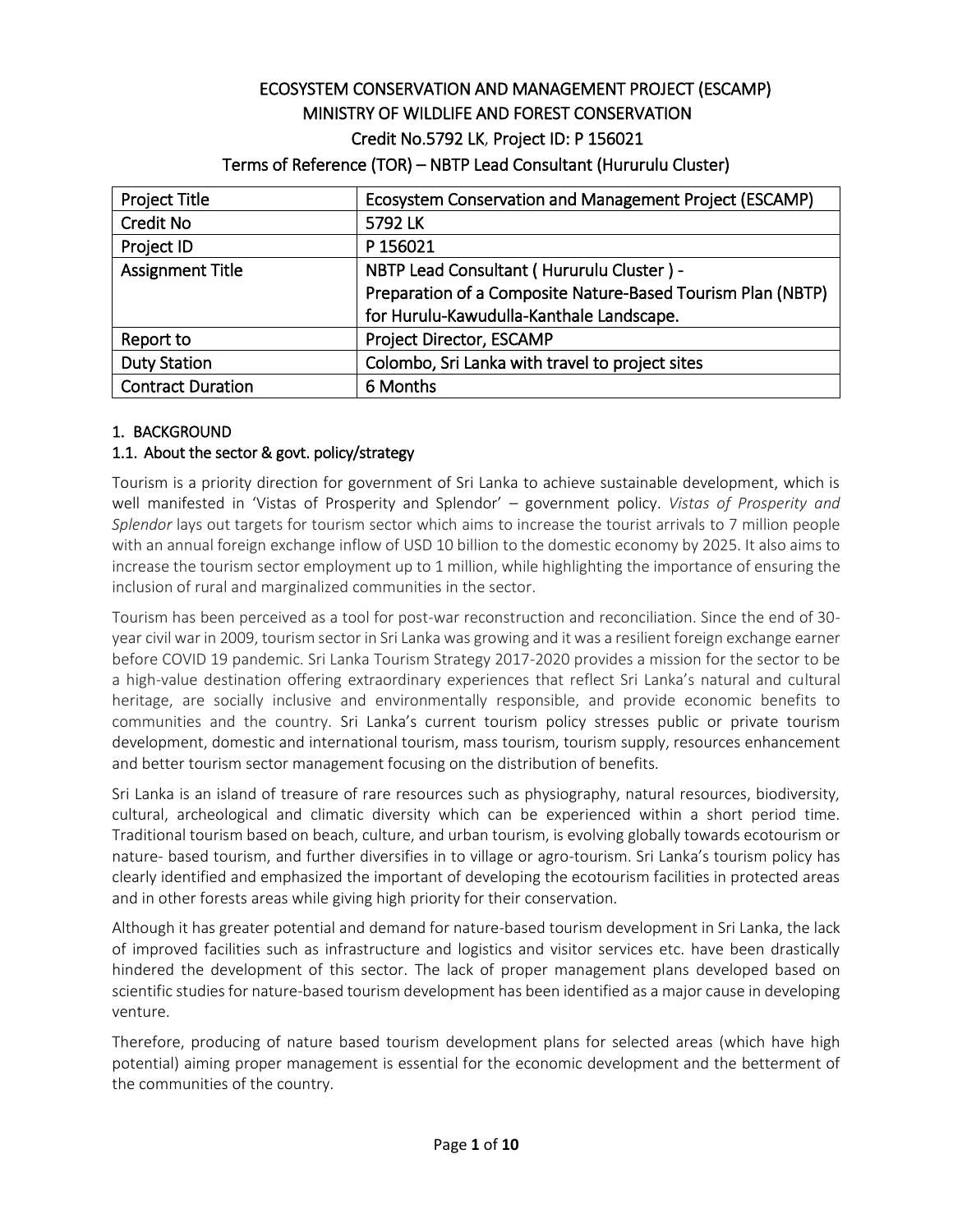# ECOSYSTEM CONSERVATION AND MANAGEMENT PROJECT (ESCAMP)
## MINISTRY OF WILDLIFE AND FOREST CONSERVATION
## Credit No.5792 LK, Project ID: P 156021
## Terms of Reference (TOR) – NBTP Lead Consultant (Hururulu Cluster)

| Project Title | Ecosystem Conservation and Management Project (ESCAMP) |
|---|---|
| Credit No | 5792 LK |
| Project ID | P 156021 |
| Assignment Title | NBTP Lead Consultant ( Hururulu Cluster ) - Preparation of a Composite Nature-Based Tourism Plan (NBTP) for Hurulu-Kawudulla-Kanthale Landscape. |
| Report to | Project Director, ESCAMP |
| Duty Station | Colombo, Sri Lanka with travel to project sites |
| Contract Duration | 6 Months |

## 1. BACKGROUND

### 1.1. About the sector & govt. policy/strategy

Tourism is a priority direction for government of Sri Lanka to achieve sustainable development, which is well manifested in 'Vistas of Prosperity and Splendor' – government policy. *Vistas of Prosperity and Splendor* lays out targets for tourism sector which aims to increase the tourist arrivals to 7 million people with an annual foreign exchange inflow of USD 10 billion to the domestic economy by 2025. It also aims to increase the tourism sector employment up to 1 million, while highlighting the importance of ensuring the inclusion of rural and marginalized communities in the sector.

Tourism has been perceived as a tool for post-war reconstruction and reconciliation. Since the end of 30-year civil war in 2009, tourism sector in Sri Lanka was growing and it was a resilient foreign exchange earner before COVID 19 pandemic. Sri Lanka Tourism Strategy 2017-2020 provides a mission for the sector to be a high-value destination offering extraordinary experiences that reflect Sri Lanka's natural and cultural heritage, are socially inclusive and environmentally responsible, and provide economic benefits to communities and the country. Sri Lanka's current tourism policy stresses public or private tourism development, domestic and international tourism, mass tourism, tourism supply, resources enhancement and better tourism sector management focusing on the distribution of benefits.

Sri Lanka is an island of treasure of rare resources such as physiography, natural resources, biodiversity, cultural, archeological and climatic diversity which can be experienced within a short period time. Traditional tourism based on beach, culture, and urban tourism, is evolving globally towards ecotourism or nature- based tourism, and further diversifies in to village or agro-tourism. Sri Lanka's tourism policy has clearly identified and emphasized the important of developing the ecotourism facilities in protected areas and in other forests areas while giving high priority for their conservation.

Although it has greater potential and demand for nature-based tourism development in Sri Lanka, the lack of improved facilities such as infrastructure and logistics and visitor services etc. have been drastically hindered the development of this sector. The lack of proper management plans developed based on scientific studies for nature-based tourism development has been identified as a major cause in developing venture.

Therefore, producing of nature based tourism development plans for selected areas (which have high potential) aiming proper management is essential for the economic development and the betterment of the communities of the country.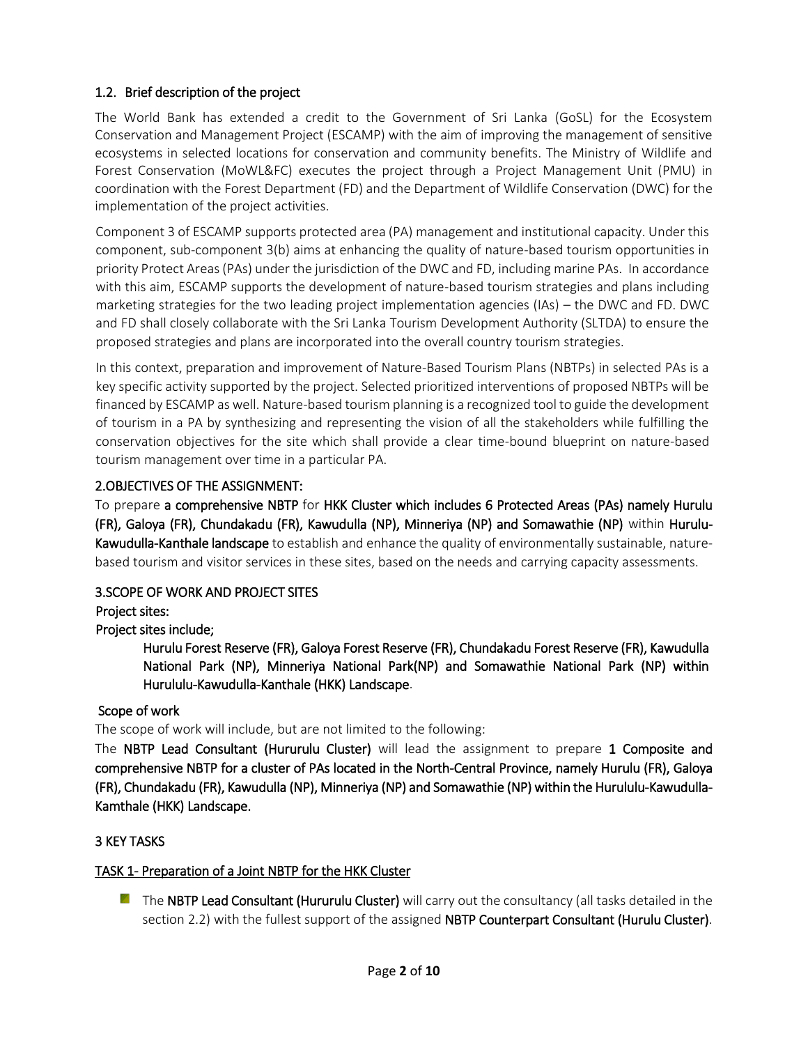### 1.2. Brief description of the project

The World Bank has extended a credit to the Government of Sri Lanka (GoSL) for the Ecosystem Conservation and Management Project (ESCAMP) with the aim of improving the management of sensitive ecosystems in selected locations for conservation and community benefits. The Ministry of Wildlife and Forest Conservation (MoWL&FC) executes the project through a Project Management Unit (PMU) in coordination with the Forest Department (FD) and the Department of Wildlife Conservation (DWC) for the implementation of the project activities.

Component 3 of ESCAMP supports protected area (PA) management and institutional capacity. Under this component, sub-component 3(b) aims at enhancing the quality of nature-based tourism opportunities in priority Protect Areas (PAs) under the jurisdiction of the DWC and FD, including marine PAs. In accordance with this aim, ESCAMP supports the development of nature-based tourism strategies and plans including marketing strategies for the two leading project implementation agencies (IAs) – the DWC and FD. DWC and FD shall closely collaborate with the Sri Lanka Tourism Development Authority (SLTDA) to ensure the proposed strategies and plans are incorporated into the overall country tourism strategies.

In this context, preparation and improvement of Nature-Based Tourism Plans (NBTPs) in selected PAs is a key specific activity supported by the project. Selected prioritized interventions of proposed NBTPs will be financed by ESCAMP as well. Nature-based tourism planning is a recognized tool to guide the development of tourism in a PA by synthesizing and representing the vision of all the stakeholders while fulfilling the conservation objectives for the site which shall provide a clear time-bound blueprint on nature-based tourism management over time in a particular PA.

### 2.OBJECTIVES OF THE ASSIGNMENT:

To prepare **a comprehensive NBTP** for **HKK Cluster which includes 6 Protected Areas (PAs) namely Hurulu (FR), Galoya (FR), Chundakadu (FR), Kawudulla (NP), Minneriya (NP) and Somawathie (NP)** within **Hurulu-Kawudulla-Kanthale landscape** to establish and enhance the quality of environmentally sustainable, nature-based tourism and visitor services in these sites, based on the needs and carrying capacity assessments.

### 3.SCOPE OF WORK AND PROJECT SITES

**Project sites:**

**Project sites include;**

> **Hurulu Forest Reserve (FR), Galoya Forest Reserve (FR), Chundakadu Forest Reserve (FR), Kawudulla National Park (NP), Minneriya National Park(NP) and Somawathie National Park (NP) within Hurululu-Kawudulla-Kanthale (HKK) Landscape**.

**Scope of work**

The scope of work will include, but are not limited to the following:

The **NBTP Lead Consultant (Hururulu Cluster)** will lead the assignment to prepare **1 Composite and comprehensive NBTP for a cluster of PAs located in the North-Central Province, namely Hurulu (FR), Galoya (FR), Chundakadu (FR), Kawudulla (NP), Minneriya (NP) and Somawathie (NP) within the Hurululu-Kawudulla-Kamthale (HKK) Landscape.**

### 3 KEY TASKS

#### TASK 1- Preparation of a Joint NBTP for the HKK Cluster

- The **NBTP Lead Consultant (Hururulu Cluster)** will carry out the consultancy (all tasks detailed in the section 2.2) with the fullest support of the assigned **NBTP Counterpart Consultant (Hurulu Cluster)**.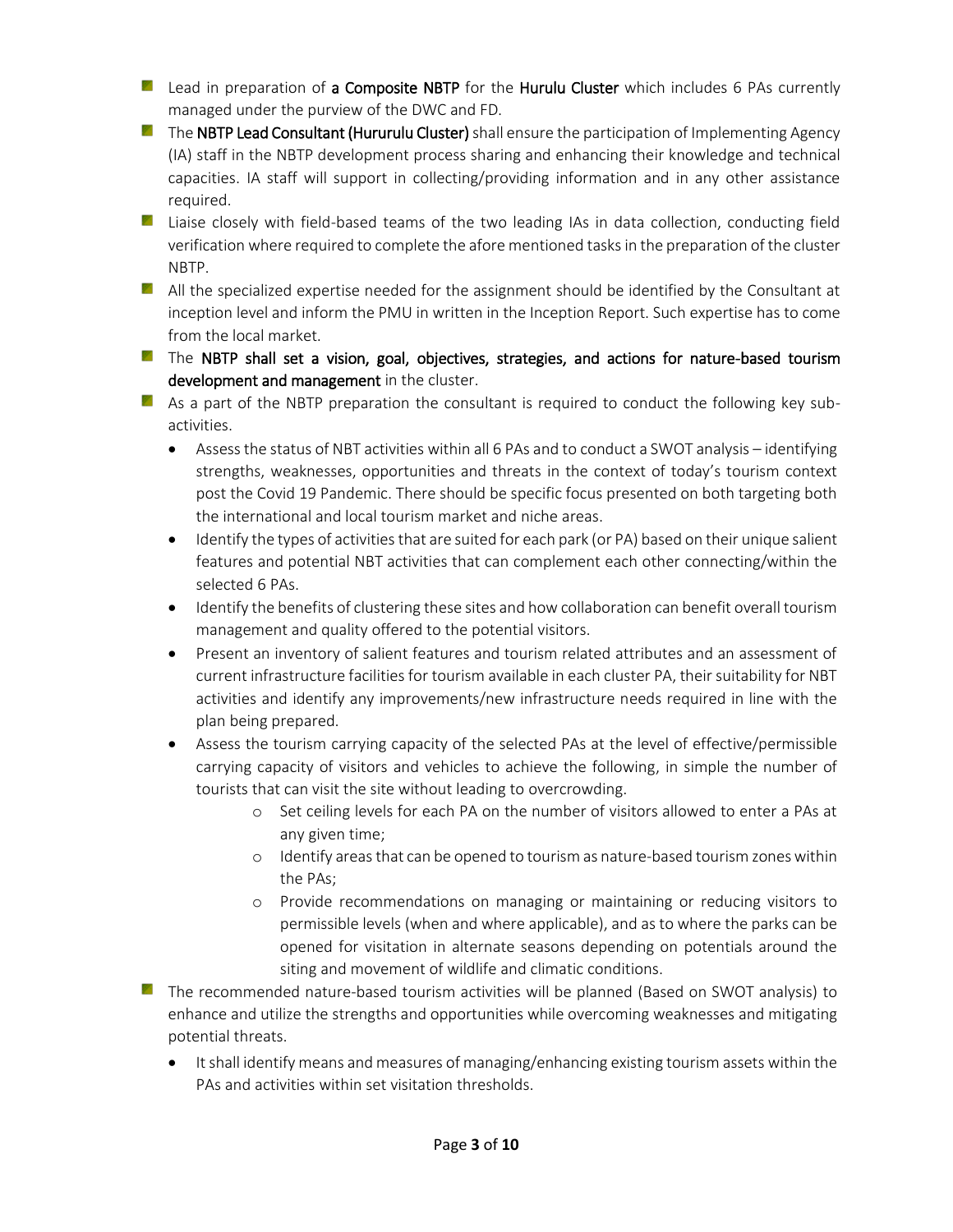- Lead in preparation of **a Composite NBTP** for the **Hurulu Cluster** which includes 6 PAs currently managed under the purview of the DWC and FD.
- The **NBTP Lead Consultant (Hururulu Cluster)** shall ensure the participation of Implementing Agency (IA) staff in the NBTP development process sharing and enhancing their knowledge and technical capacities. IA staff will support in collecting/providing information and in any other assistance required.
- Liaise closely with field-based teams of the two leading IAs in data collection, conducting field verification where required to complete the afore mentioned tasks in the preparation of the cluster NBTP.
- All the specialized expertise needed for the assignment should be identified by the Consultant at inception level and inform the PMU in written in the Inception Report. Such expertise has to come from the local market.
- The **NBTP shall set a vision, goal, objectives, strategies, and actions for nature-based tourism development and management** in the cluster.
- As a part of the NBTP preparation the consultant is required to conduct the following key sub-activities.
    - Assess the status of NBT activities within all 6 PAs and to conduct a SWOT analysis – identifying strengths, weaknesses, opportunities and threats in the context of today's tourism context post the Covid 19 Pandemic. There should be specific focus presented on both targeting both the international and local tourism market and niche areas.
    - Identify the types of activities that are suited for each park (or PA) based on their unique salient features and potential NBT activities that can complement each other connecting/within the selected 6 PAs.
    - Identify the benefits of clustering these sites and how collaboration can benefit overall tourism management and quality offered to the potential visitors.
    - Present an inventory of salient features and tourism related attributes and an assessment of current infrastructure facilities for tourism available in each cluster PA, their suitability for NBT activities and identify any improvements/new infrastructure needs required in line with the plan being prepared.
    - Assess the tourism carrying capacity of the selected PAs at the level of effective/permissible carrying capacity of visitors and vehicles to achieve the following, in simple the number of tourists that can visit the site without leading to overcrowding.
        - Set ceiling levels for each PA on the number of visitors allowed to enter a PAs at any given time;
        - Identify areas that can be opened to tourism as nature-based tourism zones within the PAs;
        - Provide recommendations on managing or maintaining or reducing visitors to permissible levels (when and where applicable), and as to where the parks can be opened for visitation in alternate seasons depending on potentials around the siting and movement of wildlife and climatic conditions.
- The recommended nature-based tourism activities will be planned (Based on SWOT analysis) to enhance and utilize the strengths and opportunities while overcoming weaknesses and mitigating potential threats.
    - It shall identify means and measures of managing/enhancing existing tourism assets within the PAs and activities within set visitation thresholds.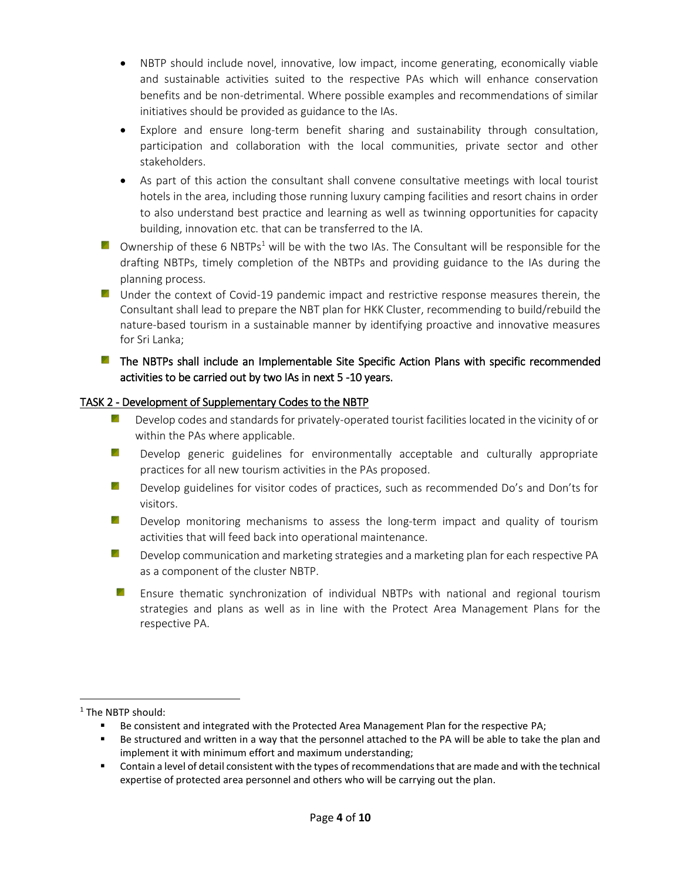- NBTP should include novel, innovative, low impact, income generating, economically viable and sustainable activities suited to the respective PAs which will enhance conservation benefits and be non-detrimental. Where possible examples and recommendations of similar initiatives should be provided as guidance to the IAs.
  - Explore and ensure long-term benefit sharing and sustainability through consultation, participation and collaboration with the local communities, private sector and other stakeholders.
  - As part of this action the consultant shall convene consultative meetings with local tourist hotels in the area, including those running luxury camping facilities and resort chains in order to also understand best practice and learning as well as twinning opportunities for capacity building, innovation etc. that can be transferred to the IA.

- Ownership of these 6 NBTPs[1] will be with the two IAs. The Consultant will be responsible for the drafting NBTPs, timely completion of the NBTPs and providing guidance to the IAs during the planning process.
- Under the context of Covid-19 pandemic impact and restrictive response measures therein, the Consultant shall lead to prepare the NBT plan for HKK Cluster, recommending to build/rebuild the nature-based tourism in a sustainable manner by identifying proactive and innovative measures for Sri Lanka;
- The NBTPs shall include an Implementable Site Specific Action Plans with specific recommended activities to be carried out by two IAs in next 5 -10 years.

## TASK 2 - Development of Supplementary Codes to the NBTP

- Develop codes and standards for privately-operated tourist facilities located in the vicinity of or within the PAs where applicable.
- Develop generic guidelines for environmentally acceptable and culturally appropriate practices for all new tourism activities in the PAs proposed.
- Develop guidelines for visitor codes of practices, such as recommended Do's and Don'ts for visitors.
- Develop monitoring mechanisms to assess the long-term impact and quality of tourism activities that will feed back into operational maintenance.
- Develop communication and marketing strategies and a marketing plan for each respective PA as a component of the cluster NBTP.
- Ensure thematic synchronization of individual NBTPs with national and regional tourism strategies and plans as well as in line with the Protect Area Management Plans for the respective PA.

---

[1] The NBTP should:

- Be consistent and integrated with the Protected Area Management Plan for the respective PA;
- Be structured and written in a way that the personnel attached to the PA will be able to take the plan and implement it with minimum effort and maximum understanding;
- Contain a level of detail consistent with the types of recommendations that are made and with the technical expertise of protected area personnel and others who will be carrying out the plan.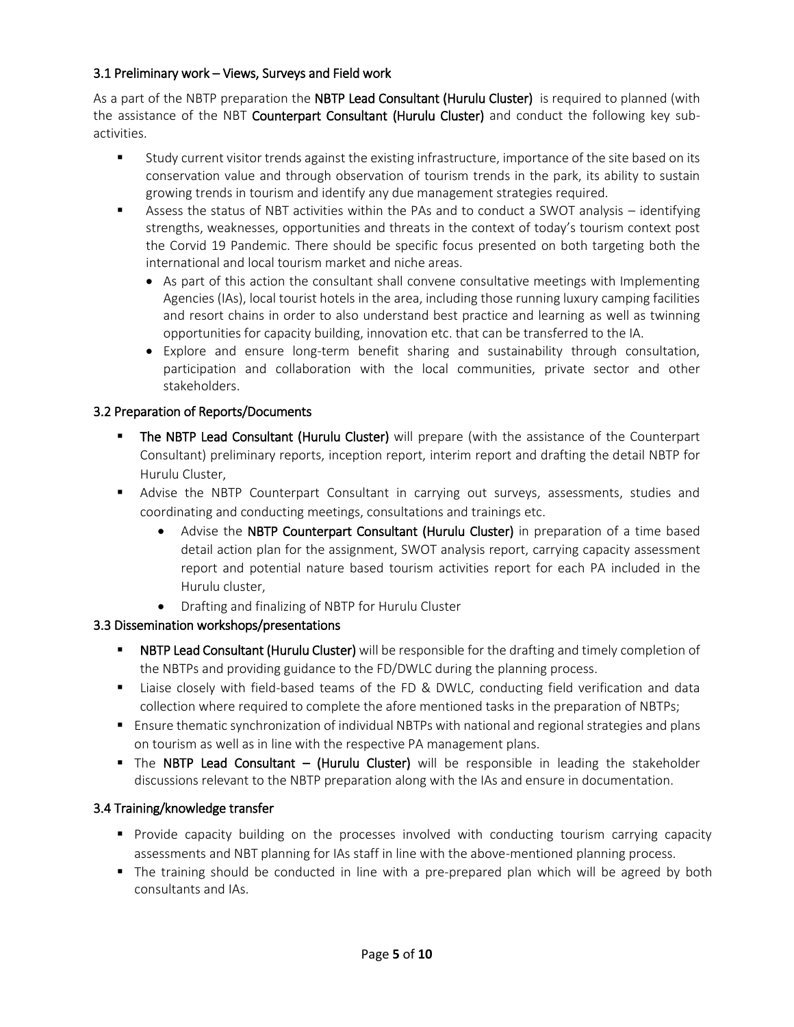### 3.1 Preliminary work – Views, Surveys and Field work

As a part of the NBTP preparation the **NBTP Lead Consultant (Hurulu Cluster)** is required to planned (with the assistance of the NBT **Counterpart Consultant (Hurulu Cluster)** and conduct the following key sub-activities.

- Study current visitor trends against the existing infrastructure, importance of the site based on its conservation value and through observation of tourism trends in the park, its ability to sustain growing trends in tourism and identify any due management strategies required.
- Assess the status of NBT activities within the PAs and to conduct a SWOT analysis – identifying strengths, weaknesses, opportunities and threats in the context of today's tourism context post the Corvid 19 Pandemic. There should be specific focus presented on both targeting both the international and local tourism market and niche areas.
  - As part of this action the consultant shall convene consultative meetings with Implementing Agencies (IAs), local tourist hotels in the area, including those running luxury camping facilities and resort chains in order to also understand best practice and learning as well as twinning opportunities for capacity building, innovation etc. that can be transferred to the IA.
  - Explore and ensure long-term benefit sharing and sustainability through consultation, participation and collaboration with the local communities, private sector and other stakeholders.

### 3.2 Preparation of Reports/Documents

- **The NBTP Lead Consultant (Hurulu Cluster)** will prepare (with the assistance of the Counterpart Consultant) preliminary reports, inception report, interim report and drafting the detail NBTP for Hurulu Cluster,
- Advise the NBTP Counterpart Consultant in carrying out surveys, assessments, studies and coordinating and conducting meetings, consultations and trainings etc.
  - Advise the **NBTP Counterpart Consultant (Hurulu Cluster)** in preparation of a time based detail action plan for the assignment, SWOT analysis report, carrying capacity assessment report and potential nature based tourism activities report for each PA included in the Hurulu cluster,
  - Drafting and finalizing of NBTP for Hurulu Cluster

### 3.3 Dissemination workshops/presentations

- **NBTP Lead Consultant (Hurulu Cluster)** will be responsible for the drafting and timely completion of the NBTPs and providing guidance to the FD/DWLC during the planning process.
- Liaise closely with field-based teams of the FD & DWLC, conducting field verification and data collection where required to complete the afore mentioned tasks in the preparation of NBTPs;
- Ensure thematic synchronization of individual NBTPs with national and regional strategies and plans on tourism as well as in line with the respective PA management plans.
- The **NBTP Lead Consultant – (Hurulu Cluster)** will be responsible in leading the stakeholder discussions relevant to the NBTP preparation along with the IAs and ensure in documentation.

### 3.4 Training/knowledge transfer

- Provide capacity building on the processes involved with conducting tourism carrying capacity assessments and NBT planning for IAs staff in line with the above-mentioned planning process.
- The training should be conducted in line with a pre-prepared plan which will be agreed by both consultants and IAs.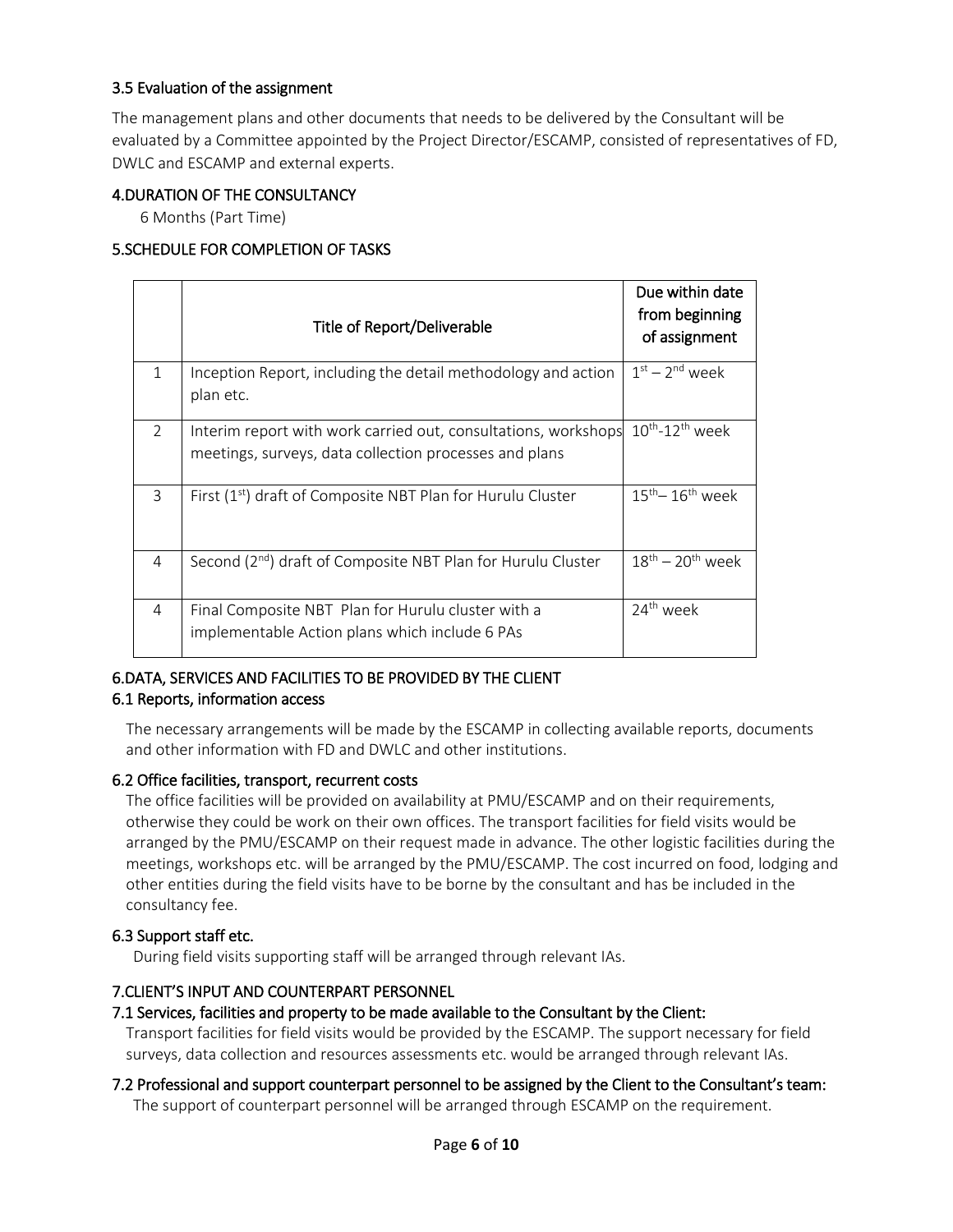### 3.5 Evaluation of the assignment

The management plans and other documents that needs to be delivered by the Consultant will be evaluated by a Committee appointed by the Project Director/ESCAMP, consisted of representatives of FD, DWLC and ESCAMP and external experts.

## 4.DURATION OF THE CONSULTANCY

6 Months (Part Time)

## 5.SCHEDULE FOR COMPLETION OF TASKS

| | Title of Report/Deliverable | Due within date from beginning of assignment |
|---|---|---|
| 1 | Inception Report, including the detail methodology and action plan etc. | 1st – 2nd week |
| 2 | Interim report with work carried out, consultations, workshops meetings, surveys, data collection processes and plans | 10th-12th week |
| 3 | First (1st) draft of Composite NBT Plan for Hurulu Cluster | 15th– 16th week |
| 4 | Second (2nd) draft of Composite NBT Plan for Hurulu Cluster | 18th – 20th week |
| 4 | Final Composite NBT Plan for Hurulu cluster with a implementable Action plans which include 6 PAs | 24th week |

## 6.DATA, SERVICES AND FACILITIES TO BE PROVIDED BY THE CLIENT

### 6.1 Reports, information access

The necessary arrangements will be made by the ESCAMP in collecting available reports, documents and other information with FD and DWLC and other institutions.

### 6.2 Office facilities, transport, recurrent costs

The office facilities will be provided on availability at PMU/ESCAMP and on their requirements, otherwise they could be work on their own offices. The transport facilities for field visits would be arranged by the PMU/ESCAMP on their request made in advance. The other logistic facilities during the meetings, workshops etc. will be arranged by the PMU/ESCAMP. The cost incurred on food, lodging and other entities during the field visits have to be borne by the consultant and has be included in the consultancy fee.

### 6.3 Support staff etc.

During field visits supporting staff will be arranged through relevant IAs.

## 7.CLIENT'S INPUT AND COUNTERPART PERSONNEL

### 7.1 Services, facilities and property to be made available to the Consultant by the Client:

Transport facilities for field visits would be provided by the ESCAMP. The support necessary for field surveys, data collection and resources assessments etc. would be arranged through relevant IAs.

### 7.2 Professional and support counterpart personnel to be assigned by the Client to the Consultant's team:

The support of counterpart personnel will be arranged through ESCAMP on the requirement.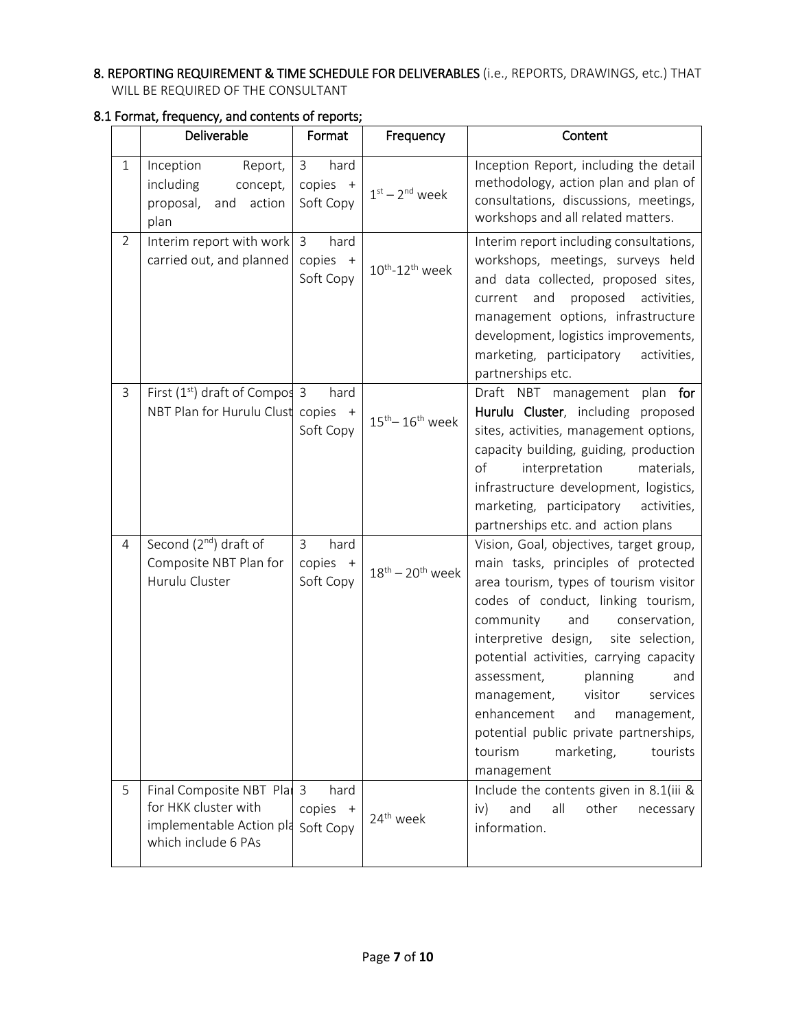**8. REPORTING REQUIREMENT & TIME SCHEDULE FOR DELIVERABLES** (i.e., REPORTS, DRAWINGS, etc.) THAT WILL BE REQUIRED OF THE CONSULTANT

**8.1 Format, frequency, and contents of reports;**

| | Deliverable | Format | Frequency | Content |
|---|---|---|---|---|
| 1 | Inception Report, including concept, proposal, and action plan | 3 hard copies + Soft Copy | $1^{st}$ – $2^{nd}$ week | Inception Report, including the detail methodology, action plan and plan of consultations, discussions, meetings, workshops and all related matters. |
| 2 | Interim report with work carried out, and planned | 3 hard copies + Soft Copy | $10^{th}$-$12^{th}$ week | Interim report including consultations, workshops, meetings, surveys held and data collected, proposed sites, current and proposed activities, management options, infrastructure development, logistics improvements, marketing, participatory activities, partnerships etc. |
| 3 | First ($1^{st}$) draft of Compos NBT Plan for Hurulu Clust | 3 hard copies + Soft Copy | $15^{th}$– $16^{th}$ week | Draft NBT management plan **for Hurulu Cluster**, including proposed sites, activities, management options, capacity building, guiding, production of interpretation materials, infrastructure development, logistics, marketing, participatory activities, partnerships etc. and action plans |
| 4 | Second ($2^{nd}$) draft of Composite NBT Plan for Hurulu Cluster | 3 hard copies + Soft Copy | $18^{th}$ – $20^{th}$ week | Vision, Goal, objectives, target group, main tasks, principles of protected area tourism, types of tourism visitor codes of conduct, linking tourism, community and conservation, interpretive design, site selection, potential activities, carrying capacity assessment, planning and management, visitor services enhancement and management, potential public private partnerships, tourism marketing, tourists management |
| 5 | Final Composite NBT Plar for HKK cluster with implementable Action pla which include 6 PAs | 3 hard copies + Soft Copy | $24^{th}$ week | Include the contents given in 8.1(iii & iv) and all other necessary information. |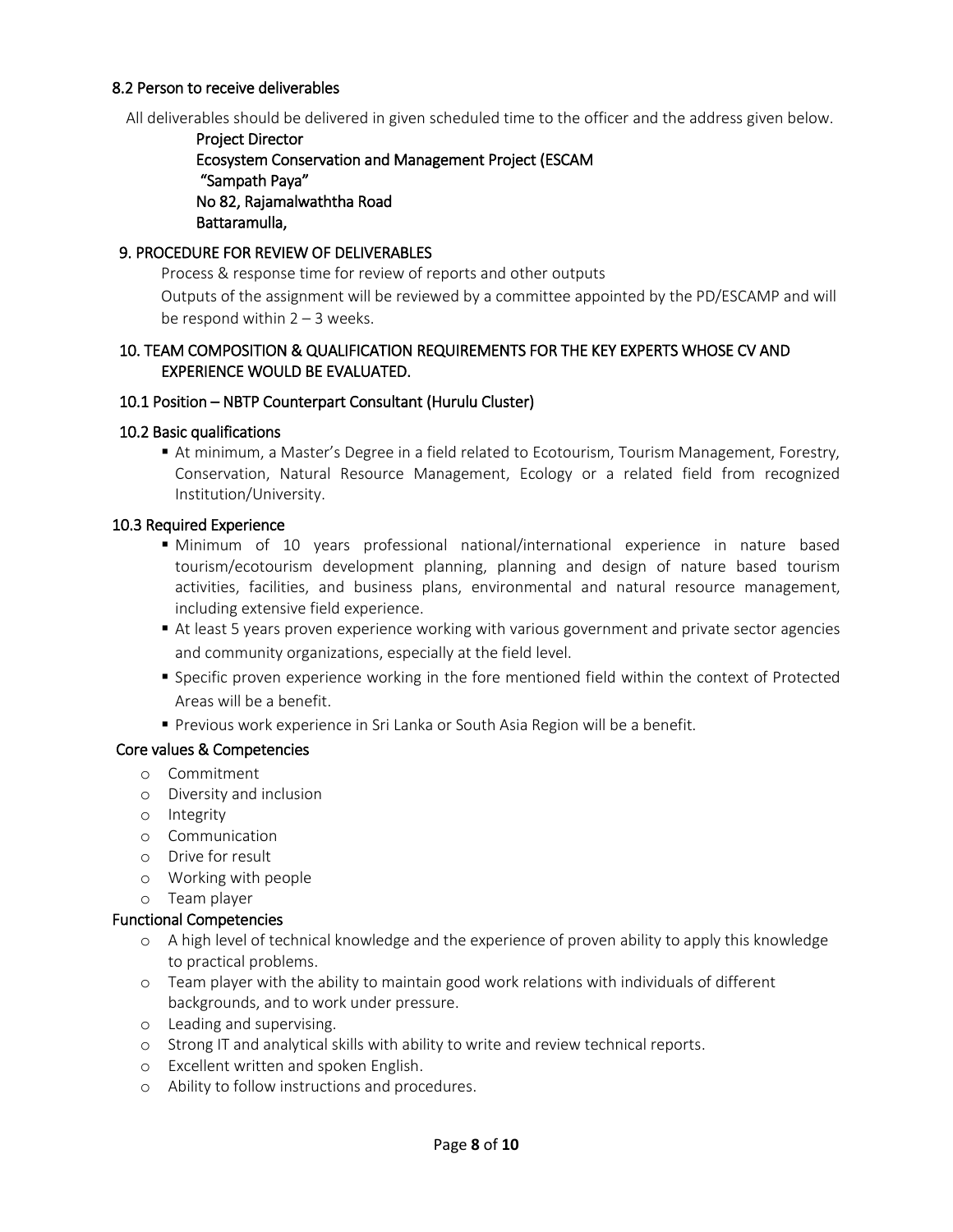### 8.2 Person to receive deliverables

All deliverables should be delivered in given scheduled time to the officer and the address given below.

Project Director
Ecosystem Conservation and Management Project (ESCAM
"Sampath Paya"
No 82, Rajamalwaththa Road
Battaramulla,

## 9. PROCEDURE FOR REVIEW OF DELIVERABLES

Process & response time for review of reports and other outputs

Outputs of the assignment will be reviewed by a committee appointed by the PD/ESCAMP and will be respond within 2 – 3 weeks.

## 10. TEAM COMPOSITION & QUALIFICATION REQUIREMENTS FOR THE KEY EXPERTS WHOSE CV AND EXPERIENCE WOULD BE EVALUATED.

### 10.1 Position – NBTP Counterpart Consultant (Hurulu Cluster)

### 10.2 Basic qualifications

- At minimum, a Master's Degree in a field related to Ecotourism, Tourism Management, Forestry, Conservation, Natural Resource Management, Ecology or a related field from recognized Institution/University.

### 10.3 Required Experience

- Minimum of 10 years professional national/international experience in nature based tourism/ecotourism development planning, planning and design of nature based tourism activities, facilities, and business plans, environmental and natural resource management, including extensive field experience.
- At least 5 years proven experience working with various government and private sector agencies and community organizations, especially at the field level.
- Specific proven experience working in the fore mentioned field within the context of Protected Areas will be a benefit.
- Previous work experience in Sri Lanka or South Asia Region will be a benefit.

### Core values & Competencies

- Commitment
- Diversity and inclusion
- Integrity
- Communication
- Drive for result
- Working with people
- Team player

### Functional Competencies

- A high level of technical knowledge and the experience of proven ability to apply this knowledge to practical problems.
- Team player with the ability to maintain good work relations with individuals of different backgrounds, and to work under pressure.
- Leading and supervising.
- Strong IT and analytical skills with ability to write and review technical reports.
- Excellent written and spoken English.
- Ability to follow instructions and procedures.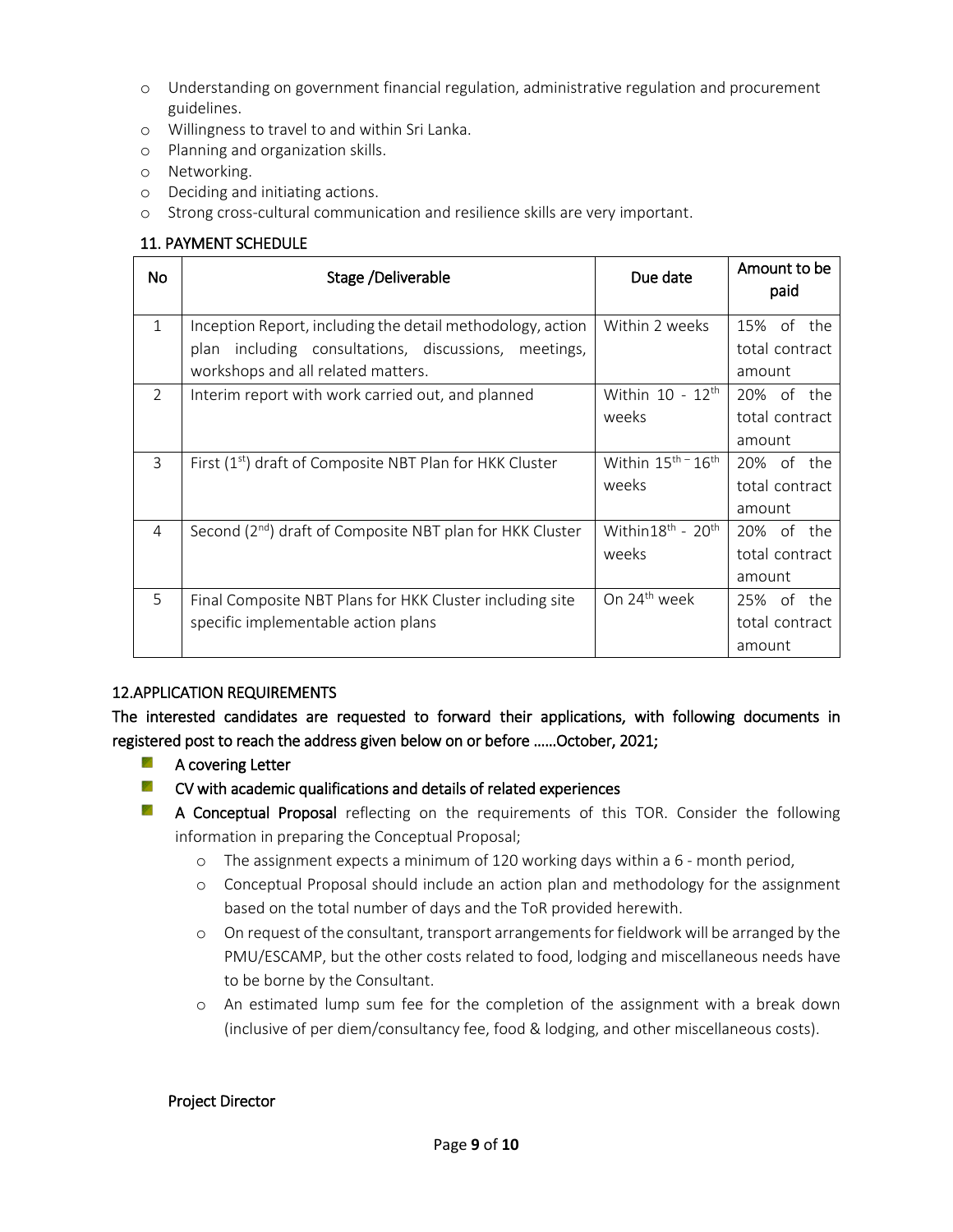- Understanding on government financial regulation, administrative regulation and procurement guidelines.
- Willingness to travel to and within Sri Lanka.
- Planning and organization skills.
- Networking.
- Deciding and initiating actions.
- Strong cross-cultural communication and resilience skills are very important.

## 11. PAYMENT SCHEDULE

| No | Stage /Deliverable | Due date | Amount to be paid |
|---|---|---|---|
| 1 | Inception Report, including the detail methodology, action plan including consultations, discussions, meetings, workshops and all related matters. | Within 2 weeks | 15% of the total contract amount |
| 2 | Interim report with work carried out, and planned | Within 10 - 12th weeks | 20% of the total contract amount |
| 3 | First (1st) draft of Composite NBT Plan for HKK Cluster | Within 15th – 16th weeks | 20% of the total contract amount |
| 4 | Second (2nd) draft of Composite NBT plan for HKK Cluster | Within18th - 20th weeks | 20% of the total contract amount |
| 5 | Final Composite NBT Plans for HKK Cluster including site specific implementable action plans | On 24th week | 25% of the total contract amount |

## 12.APPLICATION REQUIREMENTS

The interested candidates are requested to forward their applications, with following documents in registered post to reach the address given below on or before ……October, 2021;

- A covering Letter
- CV with academic qualifications and details of related experiences
- **A Conceptual Proposal** reflecting on the requirements of this TOR. Consider the following information in preparing the Conceptual Proposal;
  - The assignment expects a minimum of 120 working days within a 6 - month period,
  - Conceptual Proposal should include an action plan and methodology for the assignment based on the total number of days and the ToR provided herewith.
  - On request of the consultant, transport arrangements for fieldwork will be arranged by the PMU/ESCAMP, but the other costs related to food, lodging and miscellaneous needs have to be borne by the Consultant.
  - An estimated lump sum fee for the completion of the assignment with a break down (inclusive of per diem/consultancy fee, food & lodging, and other miscellaneous costs).

Project Director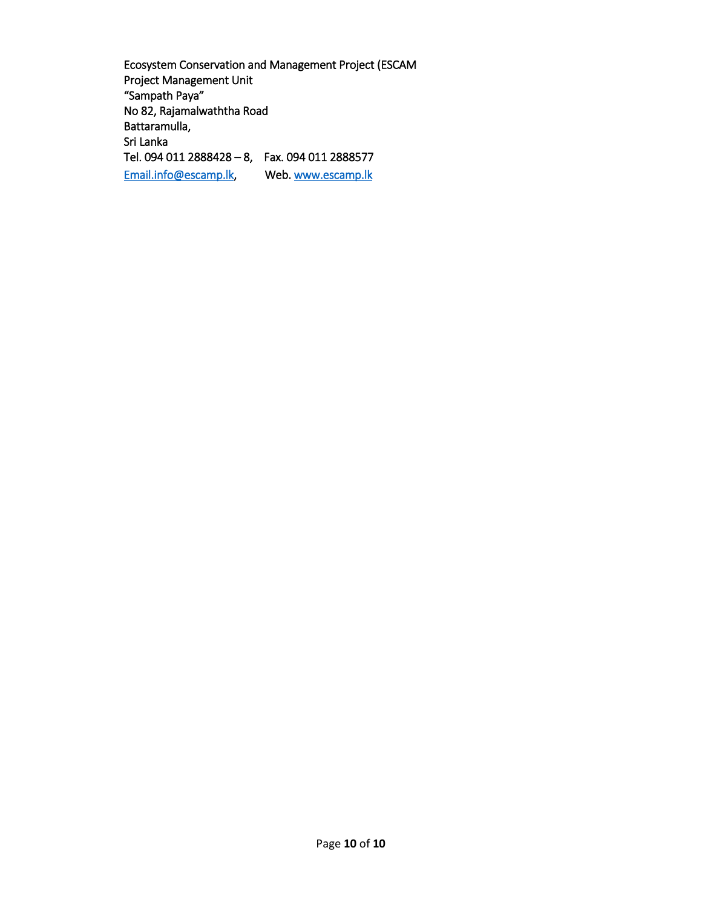Ecosystem Conservation and Management Project (ESCAM
Project Management Unit
"Sampath Paya"
No 82, Rajamalwaththa Road
Battaramulla,
Sri Lanka
Tel. 094 011 2888428 – 8, Fax. 094 011 2888577
Email.info@escamp.lk, Web. www.escamp.lk